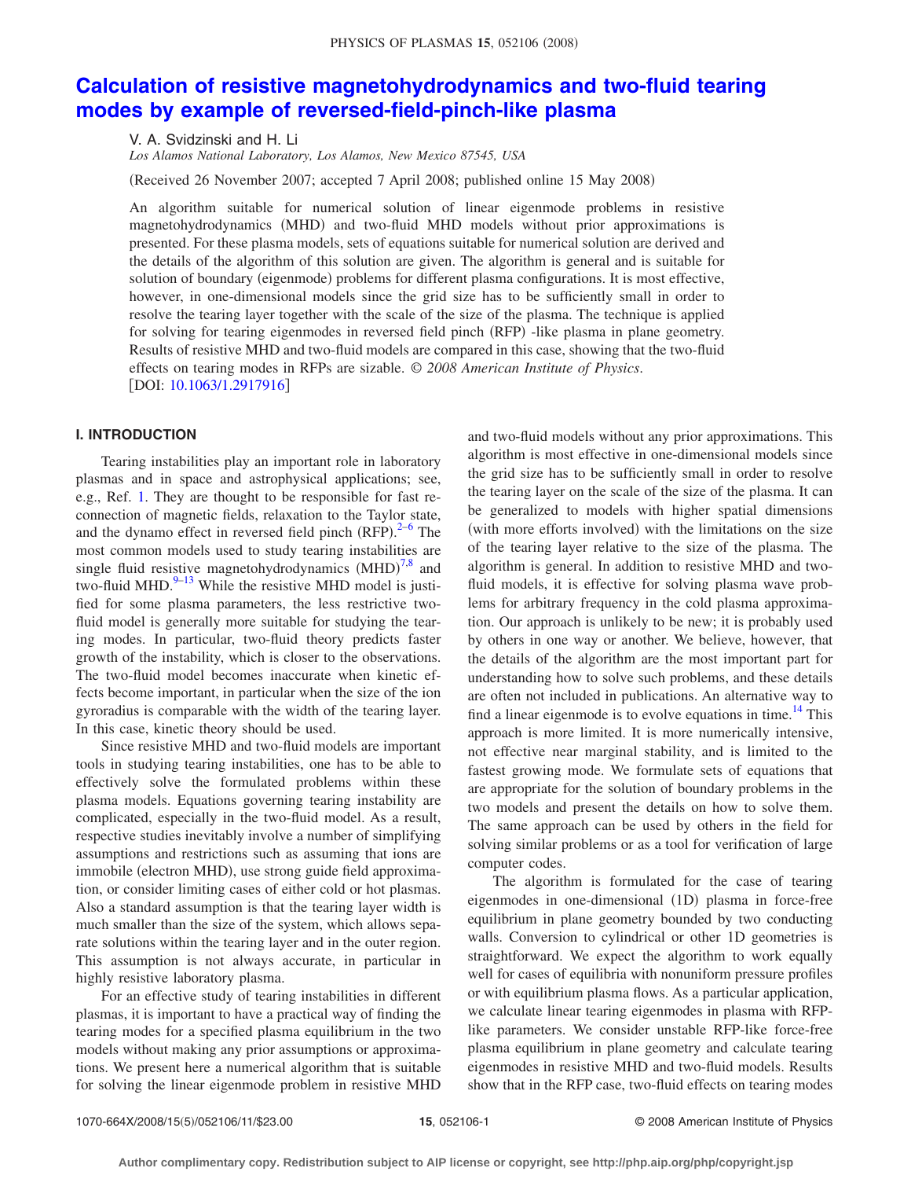# Calculation of resistive magnetohydrodynamics and two-fluid tearing modes by example of reversed-field-pinch-like plasma

V. A. Svidzinski and H. Li

*Los Alamos National Laboratory, Los Alamos, New Mexico 87545, USA*

(Received 26 November 2007; accepted 7 April 2008; published online 15 May 2008)

An algorithm suitable for numerical solution of linear eigenmode problems in resistive magnetohydrodynamics (MHD) and two-fluid MHD models without prior approximations is presented. For these plasma models, sets of equations suitable for numerical solution are derived and the details of the algorithm of this solution are given. The algorithm is general and is suitable for solution of boundary (eigenmode) problems for different plasma configurations. It is most effective, however, in one-dimensional models since the grid size has to be sufficiently small in order to resolve the tearing layer together with the scale of the size of the plasma. The technique is applied for solving for tearing eigenmodes in reversed field pinch (RFP) -like plasma in plane geometry. Results of resistive MHD and two-fluid models are compared in this case, showing that the two-fluid effects on tearing modes in RFPs are sizable. © *2008 American Institute of Physics*. [DOI: 10.1063/1.2917916]

## I. INTRODUCTION

Tearing instabilities play an important role in laboratory plasmas and in space and astrophysical applications; see, e.g., Ref. 1. They are thought to be responsible for fast reconnection of magnetic fields, relaxation to the Taylor state, and the dynamo effect in reversed field pinch (RFP).[2–6] The most common models used to study tearing instabilities are single fluid resistive magnetohydrodynamics (MHD)[7,8] and two-fluid MHD.[9–13] While the resistive MHD model is justified for some plasma parameters, the less restrictive two-fluid model is generally more suitable for studying the tearing modes. In particular, two-fluid theory predicts faster growth of the instability, which is closer to the observations. The two-fluid model becomes inaccurate when kinetic effects become important, in particular when the size of the ion gyroradius is comparable with the width of the tearing layer. In this case, kinetic theory should be used.

Since resistive MHD and two-fluid models are important tools in studying tearing instabilities, one has to be able to effectively solve the formulated problems within these plasma models. Equations governing tearing instability are complicated, especially in the two-fluid model. As a result, respective studies inevitably involve a number of simplifying assumptions and restrictions such as assuming that ions are immobile (electron MHD), use strong guide field approximation, or consider limiting cases of either cold or hot plasmas. Also a standard assumption is that the tearing layer width is much smaller than the size of the system, which allows separate solutions within the tearing layer and in the outer region. This assumption is not always accurate, in particular in highly resistive laboratory plasma.

For an effective study of tearing instabilities in different plasmas, it is important to have a practical way of finding the tearing modes for a specified plasma equilibrium in the two models without making any prior assumptions or approximations. We present here a numerical algorithm that is suitable for solving the linear eigenmode problem in resistive MHD and two-fluid models without any prior approximations. This algorithm is most effective in one-dimensional models since the grid size has to be sufficiently small in order to resolve the tearing layer on the scale of the size of the plasma. It can be generalized to models with higher spatial dimensions (with more efforts involved) with the limitations on the size of the tearing layer relative to the size of the plasma. The algorithm is general. In addition to resistive MHD and two-fluid models, it is effective for solving plasma wave problems for arbitrary frequency in the cold plasma approximation. Our approach is unlikely to be new; it is probably used by others in one way or another. We believe, however, that the details of the algorithm are the most important part for understanding how to solve such problems, and these details are often not included in publications. An alternative way to find a linear eigenmode is to evolve equations in time.[14] This approach is more limited. It is more numerically intensive, not effective near marginal stability, and is limited to the fastest growing mode. We formulate sets of equations that are appropriate for the solution of boundary problems in the two models and present the details on how to solve them. The same approach can be used by others in the field for solving similar problems or as a tool for verification of large computer codes.

The algorithm is formulated for the case of tearing eigenmodes in one-dimensional (1D) plasma in force-free equilibrium in plane geometry bounded by two conducting walls. Conversion to cylindrical or other 1D geometries is straightforward. We expect the algorithm to work equally well for cases of equilibria with nonuniform pressure profiles or with equilibrium plasma flows. As a particular application, we calculate linear tearing eigenmodes in plasma with RFP-like parameters. We consider unstable RFP-like force-free plasma equilibrium in plane geometry and calculate tearing eigenmodes in resistive MHD and two-fluid models. Results show that in the RFP case, two-fluid effects on tearing modes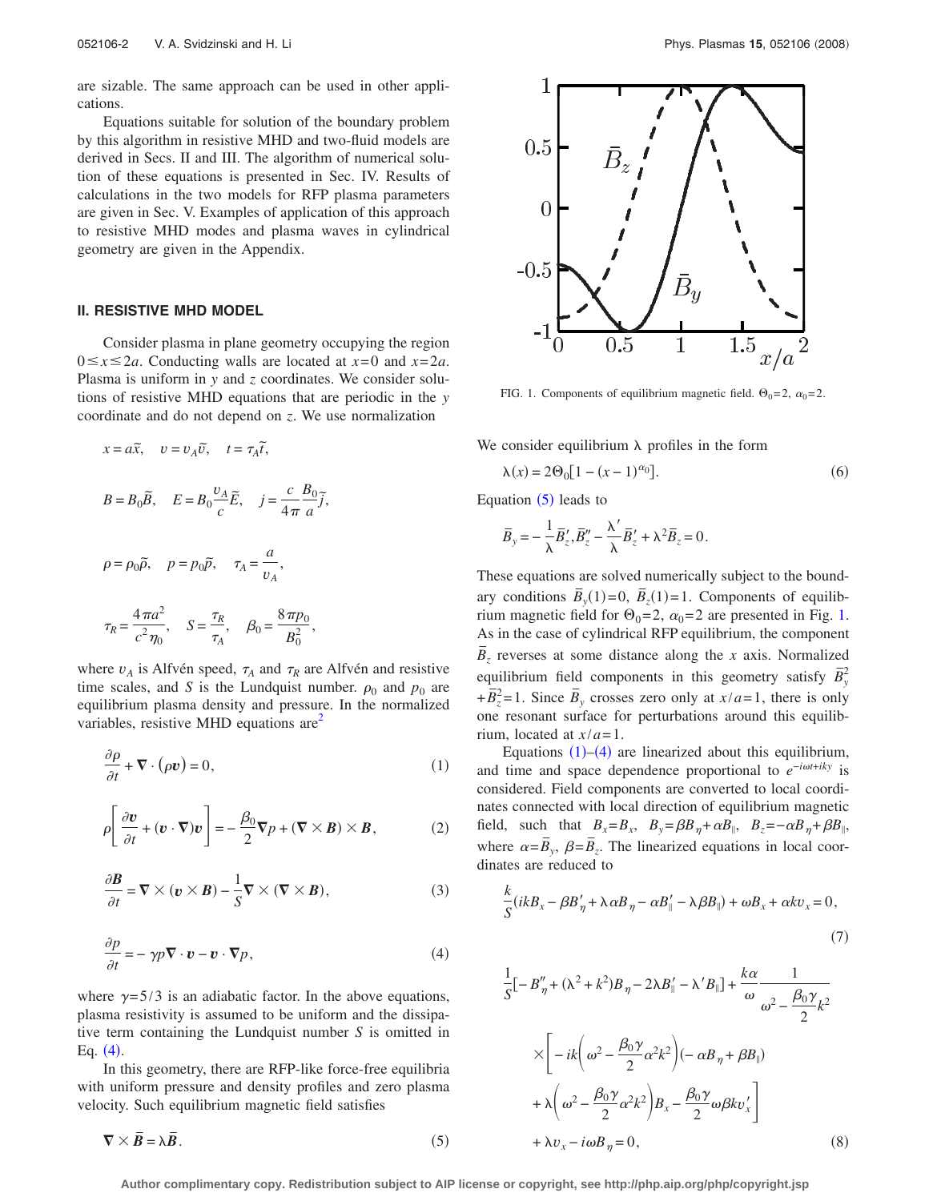are sizable. The same approach can be used in other applications.

Equations suitable for solution of the boundary problem by this algorithm in resistive MHD and two-fluid models are derived in Secs. II and III. The algorithm of numerical solution of these equations is presented in Sec. IV. Results of calculations in the two models for RFP plasma parameters are given in Sec. V. Examples of application of this approach to resistive MHD modes and plasma waves in cylindrical geometry are given in the Appendix.

## II. RESISTIVE MHD MODEL

Consider plasma in plane geometry occupying the region $0 \le x \le 2a$. Conducting walls are located at $x=0$ and $x=2a$. Plasma is uniform in $y$ and $z$ coordinates. We consider solutions of resistive MHD equations that are periodic in the $y$ coordinate and do not depend on $z$. We use normalization

$$x = a\tilde{x}, \quad v = v_A\tilde{v}, \quad t = \tau_A\tilde{t},$$

$$B = B_0\tilde{B}, \quad E = B_0\frac{v_A}{c}\tilde{E}, \quad j = \frac{c}{4\pi}\frac{B_0}{a}\tilde{j},$$

$$\rho = \rho_0\tilde{\rho}, \quad p = p_0\tilde{p}, \quad \tau_A = \frac{a}{v_A},$$

$$\tau_R = \frac{4\pi a^2}{c^2\eta_0}, \quad S = \frac{\tau_R}{\tau_A}, \quad \beta_0 = \frac{8\pi p_0}{B_0^2},$$

where $v_A$ is Alfvén speed, $\tau_A$ and $\tau_R$ are Alfvén and resistive time scales, and $S$ is the Lundquist number. $\rho_0$ and $p_0$ are equilibrium plasma density and pressure. In the normalized variables, resistive MHD equations are[2]

$$\frac{\partial \rho}{\partial t} + \nabla \cdot (\rho \boldsymbol{v}) = 0, \tag{1}$$

$$\rho\left[\frac{\partial \boldsymbol{v}}{\partial t} + (\boldsymbol{v}\cdot\nabla)\boldsymbol{v}\right] = -\frac{\beta_0}{2}\nabla p + (\nabla\times\boldsymbol{B})\times\boldsymbol{B}, \tag{2}$$

$$\frac{\partial \boldsymbol{B}}{\partial t} = \nabla\times(\boldsymbol{v}\times\boldsymbol{B}) - \frac{1}{S}\nabla\times(\nabla\times\boldsymbol{B}), \tag{3}$$

$$\frac{\partial p}{\partial t} = -\gamma p\nabla\cdot\boldsymbol{v} - \boldsymbol{v}\cdot\nabla p, \tag{4}$$

where $\gamma=5/3$ is an adiabatic factor. In the above equations, plasma resistivity is assumed to be uniform and the dissipative term containing the Lundquist number $S$ is omitted in Eq. (4).

In this geometry, there are RFP-like force-free equilibria with uniform pressure and density profiles and zero plasma velocity. Such equilibrium magnetic field satisfies

$$\nabla\times\bar{\boldsymbol{B}} = \lambda\bar{\boldsymbol{B}}. \tag{5}$$

1
0.5
0
-0.5
-1
0
0.5
1
1.5
2
$x/a$
$\bar{B}_z$
$\bar{B}_y$

FIG. 1. Components of equilibrium magnetic field. $\Theta_0=2$, $\alpha_0=2$.

We consider equilibrium $\lambda$ profiles in the form

$$\lambda(x) = 2\Theta_0[1-(x-1)^{\alpha_0}]. \tag{6}$$

Equation (5) leads to

$$\bar{B}_y = -\frac{1}{\lambda}\bar{B}_z', \bar{B}_z'' - \frac{\lambda'}{\lambda}\bar{B}_z' + \lambda^2\bar{B}_z = 0.$$

These equations are solved numerically subject to the boundary conditions $\bar{B}_y(1)=0$, $\bar{B}_z(1)=1$. Components of equilibrium magnetic field for $\Theta_0=2$, $\alpha_0=2$ are presented in Fig. 1. As in the case of cylindrical RFP equilibrium, the component $\bar{B}_z$ reverses at some distance along the $x$ axis. Normalized equilibrium field components in this geometry satisfy $\bar{B}_y^2 + \bar{B}_z^2 = 1$. Since $\bar{B}_y$ crosses zero only at $x/a=1$, there is only one resonant surface for perturbations around this equilibrium, located at $x/a=1$.

Equations (1)–(4) are linearized about this equilibrium, and time and space dependence proportional to $e^{-i\omega t + iky}$ is considered. Field components are converted to local coordinates connected with local direction of equilibrium magnetic field, such that $B_x = B_x$, $B_y = \beta B_\eta + \alpha B_\parallel$, $B_z = -\alpha B_\eta + \beta B_\parallel$, where $\alpha = \bar{B}_y$, $\beta = \bar{B}_z$. The linearized equations in local coordinates are reduced to

$$\frac{k}{S}(ikB_x - \beta B_\eta' + \lambda\alpha B_\eta - \alpha B_\parallel' - \lambda\beta B_\parallel) + \omega B_x + \alpha k v_x = 0, \tag{7}$$

$$\begin{aligned}
&\frac{1}{S}[-B_\eta'' + (\lambda^2+k^2)B_\eta - 2\lambda B_\parallel' - \lambda' B_\parallel] + \frac{k\alpha}{\omega}\frac{1}{\omega^2 - \frac{\beta_0\gamma}{2}k^2} \\
&\times\left[-ik\left(\omega^2 - \frac{\beta_0\gamma}{2}\alpha^2k^2\right)(-\alpha B_\eta + \beta B_\parallel)\right. \\
&\left. + \lambda\left(\omega^2 - \frac{\beta_0\gamma}{2}\alpha^2k^2\right)B_x - \frac{\beta_0\gamma}{2}\omega\beta k v_x'\right] \\
&+ \lambda v_x - i\omega B_\eta = 0,
\end{aligned} \tag{8}$$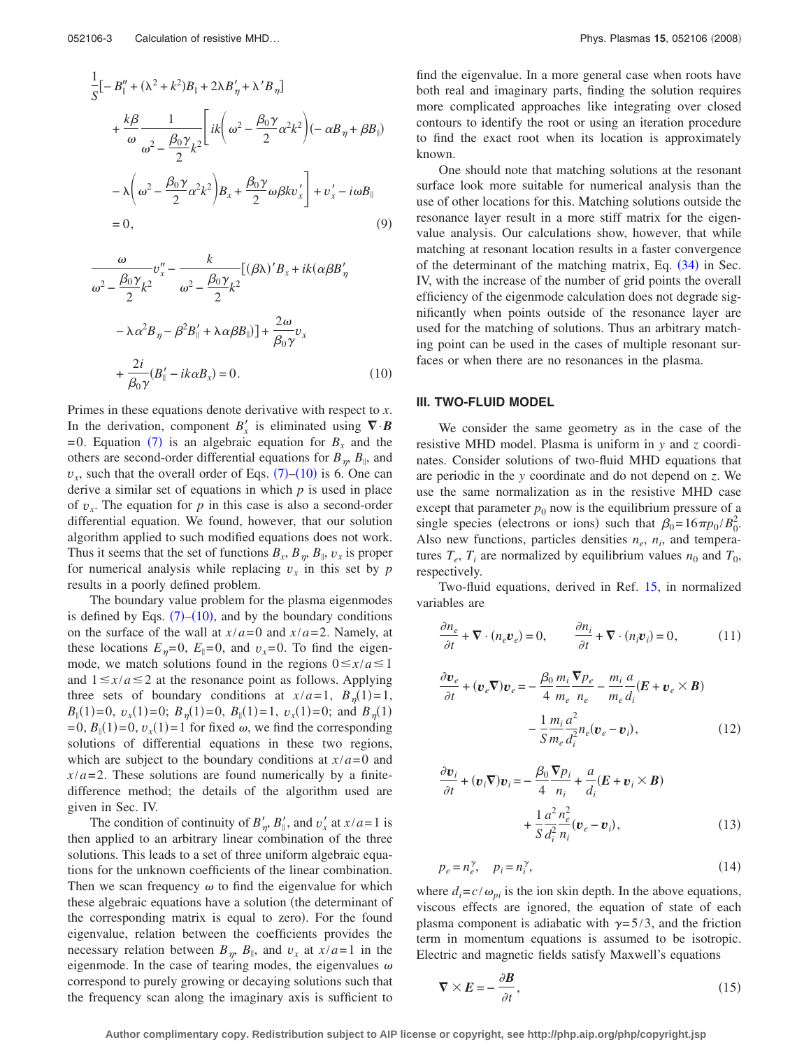$$\frac{1}{S}[-B_{\parallel}'' + (\lambda^2 + k^2)B_{\parallel} + 2\lambda B_\eta' + \lambda' B_\eta] + \frac{k\beta}{\omega}\frac{1}{\omega^2 - \frac{\beta_0\gamma}{2}k^2}\left[ik\left(\omega^2 - \frac{\beta_0\gamma}{2}\alpha^2 k^2\right)(-\alpha B_\eta + \beta B_{\parallel}) - \lambda\left(\omega^2 - \frac{\beta_0\gamma}{2}\alpha^2 k^2\right)B_x + \frac{\beta_0\gamma}{2}\omega\beta k v_x'\right] + v_x' - i\omega B_{\parallel} = 0, \tag{9}$$

$$\frac{\omega}{\omega^2 - \frac{\beta_0\gamma}{2}k^2}v_x'' - \frac{k}{\omega^2 - \frac{\beta_0\gamma}{2}k^2}[(\beta\lambda)'B_x + ik(\alpha\beta B_\eta' - \lambda\alpha^2 B_\eta - \beta^2 B_{\parallel}' + \lambda\alpha\beta B_{\parallel})] + \frac{2\omega}{\beta_0\gamma}v_x + \frac{2i}{\beta_0\gamma}(B_{\parallel}' - ik\alpha B_x) = 0. \tag{10}$$

Primes in these equations denote derivative with respect to $x$. In the derivation, component $B_x'$ is eliminated using $\nabla \cdot \boldsymbol{B} = 0$. Equation (7) is an algebraic equation for $B_x$ and the others are second-order differential equations for $B_\eta$, $B_{\parallel}$, and $v_x$, such that the overall order of Eqs. (7)–(10) is 6. One can derive a similar set of equations in which $p$ is used in place of $v_x$. The equation for $p$ in this case is also a second-order differential equation. We found, however, that our solution algorithm applied to such modified equations does not work. Thus it seems that the set of functions $B_x$, $B_\eta$, $B_{\parallel}$, $v_x$ is proper for numerical analysis while replacing $v_x$ in this set by $p$ results in a poorly defined problem.

The boundary value problem for the plasma eigenmodes is defined by Eqs. (7)–(10), and by the boundary conditions on the surface of the wall at $x/a=0$ and $x/a=2$. Namely, at these locations $E_\eta=0$, $E_{\parallel}=0$, and $v_x=0$. To find the eigenmode, we match solutions found in the regions $0 \le x/a \le 1$ and $1 \le x/a \le 2$ at the resonance point as follows. Applying three sets of boundary conditions at $x/a=1$, $B_\eta(1)=1$, $B_{\parallel}(1)=0$, $v_x(1)=0$; $B_\eta(1)=0$, $B_{\parallel}(1)=1$, $v_x(1)=0$; and $B_\eta(1)=0$, $B_{\parallel}(1)=0$, $v_x(1)=1$ for fixed $\omega$, we find the corresponding solutions of differential equations in these two regions, which are subject to the boundary conditions at $x/a=0$ and $x/a=2$. These solutions are found numerically by a finite-difference method; the details of the algorithm used are given in Sec. IV.

The condition of continuity of $B_\eta'$, $B_{\parallel}'$, and $v_x'$ at $x/a=1$ is then applied to an arbitrary linear combination of the three solutions. This leads to a set of three uniform algebraic equations for the unknown coefficients of the linear combination. Then we scan frequency $\omega$ to find the eigenvalue for which these algebraic equations have a solution (the determinant of the corresponding matrix is equal to zero). For the found eigenvalue, relation between the coefficients provides the necessary relation between $B_\eta$, $B_{\parallel}$, and $v_x$ at $x/a=1$ in the eigenmode. In the case of tearing modes, the eigenvalues $\omega$ correspond to purely growing or decaying solutions such that the frequency scan along the imaginary axis is sufficient to find the eigenvalue. In a more general case when roots have both real and imaginary parts, finding the solution requires more complicated approaches like integrating over closed contours to identify the root or using an iteration procedure to find the exact root when its location is approximately known.

One should note that matching solutions at the resonant surface look more suitable for numerical analysis than the use of other locations for this. Matching solutions outside the resonance layer result in a more stiff matrix for the eigenvalue analysis. Our calculations show, however, that while matching at resonant location results in a faster convergence of the determinant of the matching matrix, Eq. (34) in Sec. IV, with the increase of the number of grid points the overall efficiency of the eigenmode calculation does not degrade significantly when points outside of the resonance layer are used for the matching of solutions. Thus an arbitrary matching point can be used in the cases of multiple resonant surfaces or when there are no resonances in the plasma.

## III. TWO-FLUID MODEL

We consider the same geometry as in the case of the resistive MHD model. Plasma is uniform in $y$ and $z$ coordinates. Consider solutions of two-fluid MHD equations that are periodic in the $y$ coordinate and do not depend on $z$. We use the same normalization as in the resistive MHD case except that parameter $p_0$ now is the equilibrium pressure of a single species (electrons or ions) such that $\beta_0 = 16\pi p_0/B_0^2$. Also new functions, particles densities $n_e$, $n_i$, and temperatures $T_e$, $T_i$ are normalized by equilibrium values $n_0$ and $T_0$, respectively.

Two-fluid equations, derived in Ref. 15, in normalized variables are

$$\frac{\partial n_e}{\partial t} + \nabla \cdot (n_e \boldsymbol{v}_e) = 0, \qquad \frac{\partial n_i}{\partial t} + \nabla \cdot (n_i \boldsymbol{v}_i) = 0, \tag{11}$$

$$\frac{\partial \boldsymbol{v}_e}{\partial t} + (\boldsymbol{v}_e \nabla)\boldsymbol{v}_e = -\frac{\beta_0}{4}\frac{m_i}{m_e}\frac{\nabla p_e}{n_e} - \frac{m_i}{m_e}\frac{a}{d_i}(\boldsymbol{E} + \boldsymbol{v}_e \times \boldsymbol{B}) - \frac{1}{S}\frac{m_i}{m_e}\frac{a^2}{d_i^2}n_e(\boldsymbol{v}_e - \boldsymbol{v}_i), \tag{12}$$

$$\frac{\partial \boldsymbol{v}_i}{\partial t} + (\boldsymbol{v}_i \nabla)\boldsymbol{v}_i = -\frac{\beta_0}{4}\frac{\nabla p_i}{n_i} + \frac{a}{d_i}(\boldsymbol{E} + \boldsymbol{v}_i \times \boldsymbol{B}) + \frac{1}{S}\frac{a^2}{d_i^2}\frac{n_e^2}{n_i}(\boldsymbol{v}_e - \boldsymbol{v}_i), \tag{13}$$

$$p_e = n_e^\gamma, \quad p_i = n_i^\gamma, \tag{14}$$

where $d_i = c/\omega_{pi}$ is the ion skin depth. In the above equations, viscous effects are ignored, the equation of state of each plasma component is adiabatic with $\gamma = 5/3$, and the friction term in momentum equations is assumed to be isotropic. Electric and magnetic fields satisfy Maxwell's equations

$$\nabla \times \boldsymbol{E} = -\frac{\partial \boldsymbol{B}}{\partial t}, \tag{15}$$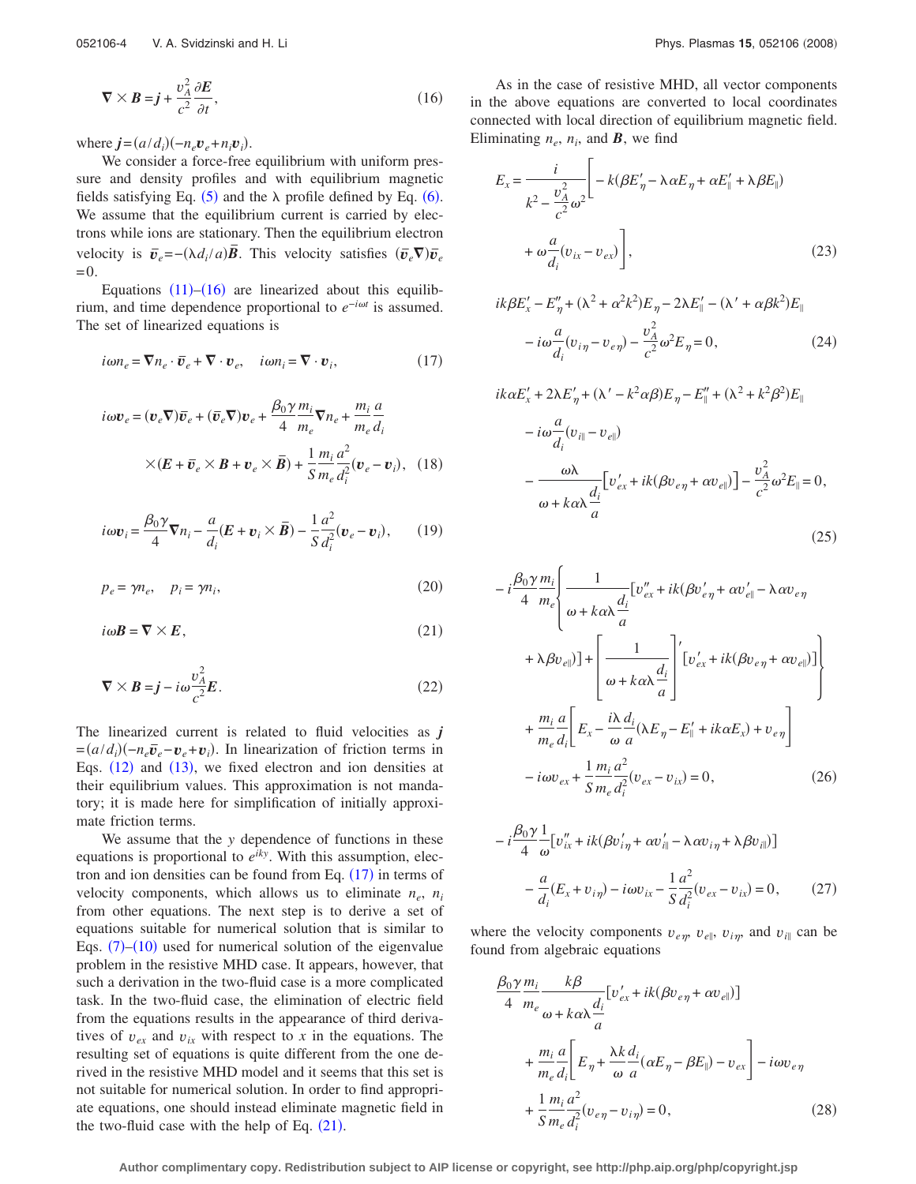$$\nabla \times \boldsymbol{B} = \boldsymbol{j} + \frac{v_A^2}{c^2}\frac{\partial \boldsymbol{E}}{\partial t}, \tag{16}$$

where $\boldsymbol{j} = (a/d_i)(-n_e \boldsymbol{v}_e + n_i \boldsymbol{v}_i)$.

We consider a force-free equilibrium with uniform pressure and density profiles and with equilibrium magnetic fields satisfying Eq. (5) and the $\lambda$ profile defined by Eq. (6). We assume that the equilibrium current is carried by electrons while ions are stationary. Then the equilibrium electron velocity is $\bar{\boldsymbol{v}}_e = -(\lambda d_i/a)\bar{\boldsymbol{B}}$. This velocity satisfies $(\bar{\boldsymbol{v}}_e \nabla)\bar{\boldsymbol{v}}_e = 0$.

Equations (11)–(16) are linearized about this equilibrium, and time dependence proportional to $e^{-i\omega t}$ is assumed. The set of linearized equations is

$$i\omega n_e = \nabla n_e \cdot \bar{\boldsymbol{v}}_e + \nabla \cdot \boldsymbol{v}_e, \quad i\omega n_i = \nabla \cdot \boldsymbol{v}_i, \tag{17}$$

$$i\omega \boldsymbol{v}_e = (\boldsymbol{v}_e \nabla)\bar{\boldsymbol{v}}_e + (\bar{\boldsymbol{v}}_e \nabla)\boldsymbol{v}_e + \frac{\beta_0 \gamma}{4}\frac{m_i}{m_e}\nabla n_e + \frac{m_i}{m_e}\frac{a}{d_i} \times (\boldsymbol{E} + \bar{\boldsymbol{v}}_e \times \boldsymbol{B} + \boldsymbol{v}_e \times \bar{\boldsymbol{B}}) + \frac{1}{S}\frac{m_i}{m_e}\frac{a^2}{d_i^2}(\boldsymbol{v}_e - \boldsymbol{v}_i), \tag{18}$$

$$i\omega \boldsymbol{v}_i = \frac{\beta_0 \gamma}{4}\nabla n_i - \frac{a}{d_i}(\boldsymbol{E} + \boldsymbol{v}_i \times \bar{\boldsymbol{B}}) - \frac{1}{S}\frac{a^2}{d_i^2}(\boldsymbol{v}_e - \boldsymbol{v}_i), \tag{19}$$

$$p_e = \gamma n_e, \quad p_i = \gamma n_i, \tag{20}$$

$$i\omega \boldsymbol{B} = \nabla \times \boldsymbol{E}, \tag{21}$$

$$\nabla \times \boldsymbol{B} = \boldsymbol{j} - i\omega \frac{v_A^2}{c^2}\boldsymbol{E}. \tag{22}$$

The linearized current is related to fluid velocities as $\boldsymbol{j} = (a/d_i)(-n_e \bar{\boldsymbol{v}}_e - \boldsymbol{v}_e + \boldsymbol{v}_i)$. In linearization of friction terms in Eqs. (12) and (13), we fixed electron and ion densities at their equilibrium values. This approximation is not mandatory; it is made here for simplification of initially approximate friction terms.

We assume that the $y$ dependence of functions in these equations is proportional to $e^{iky}$. With this assumption, electron and ion densities can be found from Eq. (17) in terms of velocity components, which allows us to eliminate $n_e$, $n_i$ from other equations. The next step is to derive a set of equations suitable for numerical solution that is similar to Eqs. (7)–(10) used for numerical solution of the eigenvalue problem in the resistive MHD case. It appears, however, that such a derivation in the two-fluid case is a more complicated task. In the two-fluid case, the elimination of electric field from the equations results in the appearance of third derivatives of $v_{ex}$ and $v_{ix}$ with respect to $x$ in the equations. The resulting set of equations is quite different from the one derived in the resistive MHD model and it seems that this set is not suitable for numerical solution. In order to find appropriate equations, one should instead eliminate magnetic field in the two-fluid case with the help of Eq. (21).

As in the case of resistive MHD, all vector components in the above equations are converted to local coordinates connected with local direction of equilibrium magnetic field. Eliminating $n_e$, $n_i$, and $\boldsymbol{B}$, we find

$$E_x = \frac{i}{k^2 - \frac{v_A^2}{c^2}\omega^2}\left[-k(\beta E_\eta' - \lambda\alpha E_\eta + \alpha E_\parallel' + \lambda\beta E_\parallel) + \omega\frac{a}{d_i}(v_{ix} - v_{ex})\right], \tag{23}$$

$$ik\beta E_x' - E_\eta'' + (\lambda^2 + \alpha^2 k^2)E_\eta - 2\lambda E_\parallel' - (\lambda' + \alpha\beta k^2)E_\parallel - i\omega\frac{a}{d_i}(v_{i\eta} - v_{e\eta}) - \frac{v_A^2}{c^2}\omega^2 E_\eta = 0, \tag{24}$$

$$ik\alpha E_x' + 2\lambda E_\eta' + (\lambda' - k^2\alpha\beta)E_\eta - E_\parallel'' + (\lambda^2 + k^2\beta^2)E_\parallel - i\omega\frac{a}{d_i}(v_{i\parallel} - v_{e\parallel}) - \frac{\omega\lambda}{\omega + k\alpha\lambda\frac{d_i}{a}}\left[v_{ex}' + ik(\beta v_{e\eta} + \alpha v_{e\parallel})\right] - \frac{v_A^2}{c^2}\omega^2 E_\parallel = 0, \tag{25}$$

$$-i\frac{\beta_0\gamma}{4}\frac{m_i}{m_e}\left\{\frac{1}{\omega + k\alpha\lambda\frac{d_i}{a}}\left[v_{ex}'' + ik(\beta v_{e\eta}' + \alpha v_{e\parallel}' - \lambda\alpha v_{e\eta} + \lambda\beta v_{e\parallel})\right] + \left[\frac{1}{\omega + k\alpha\lambda\frac{d_i}{a}}\right]'\left[v_{ex}' + ik(\beta v_{e\eta} + \alpha v_{e\parallel})\right]\right\} + \frac{m_i}{m_e}\frac{a}{d_i}\left[E_x - \frac{i\lambda}{\omega}\frac{d_i}{a}(\lambda E_\eta - E_\parallel' + ik\alpha E_x) + v_{e\eta}\right] - i\omega v_{ex} + \frac{1}{S}\frac{m_i}{m_e}\frac{a^2}{d_i^2}(v_{ex} - v_{ix}) = 0, \tag{26}$$

$$-i\frac{\beta_0\gamma}{4}\frac{1}{\omega}\left[v_{ix}'' + ik(\beta v_{i\eta}' + \alpha v_{i\parallel}' - \lambda\alpha v_{i\eta} + \lambda\beta v_{i\parallel})\right] - \frac{a}{d_i}(E_x + v_{i\eta}) - i\omega v_{ix} - \frac{1}{S}\frac{a^2}{d_i^2}(v_{ex} - v_{ix}) = 0, \tag{27}$$

where the velocity components $v_{e\eta}$, $v_{e\parallel}$, $v_{i\eta}$, and $v_{i\parallel}$ can be found from algebraic equations

$$\frac{\beta_0\gamma}{4}\frac{m_i}{m_e}\frac{k\beta}{\omega + k\alpha\lambda\frac{d_i}{a}}\left[v_{ex}' + ik(\beta v_{e\eta} + \alpha v_{e\parallel})\right] + \frac{m_i}{m_e}\frac{a}{d_i}\left[E_\eta + \frac{\lambda k}{\omega}\frac{d_i}{a}(\alpha E_\eta - \beta E_\parallel) - v_{ex}\right] - i\omega v_{e\eta} + \frac{1}{S}\frac{m_i}{m_e}\frac{a^2}{d_i^2}(v_{e\eta} - v_{i\eta}) = 0, \tag{28}$$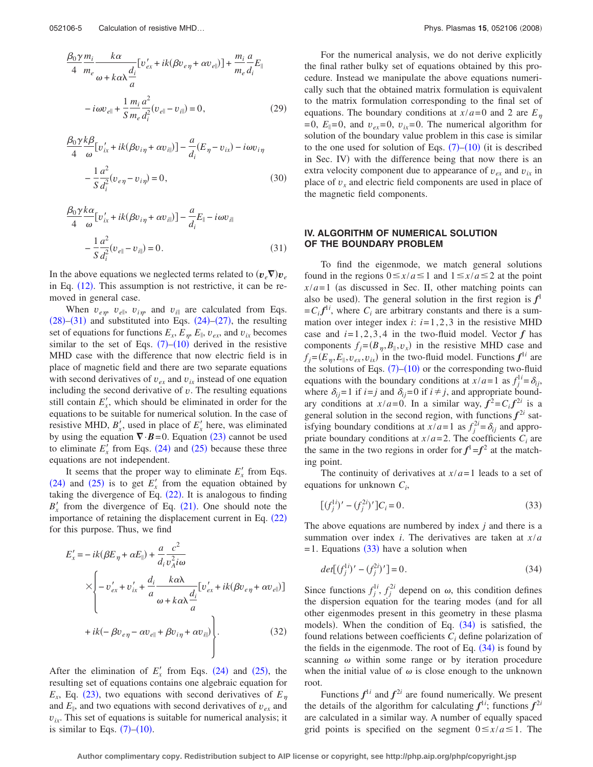$$\frac{\beta_0\gamma}{4}\frac{m_i}{m_e}\frac{k\alpha}{\omega+k\alpha\lambda\dfrac{d_i}{a}}[v_{ex}'+ik(\beta v_{e\eta}+\alpha v_{e\parallel})]+\frac{m_i}{m_e}\frac{a}{d_i}E_\parallel$$
$$-i\omega v_{e\parallel}+\frac{1}{S}\frac{m_i}{m_e}\frac{a^2}{d_i^2}(v_{e\parallel}-v_{i\parallel})=0, \tag{29}$$

$$\frac{\beta_0}{4}\frac{k\beta}{\omega}[v_{ix}'+ik(\beta v_{i\eta}+\alpha v_{i\parallel})]-\frac{a}{d_i}(E_\eta-v_{ix})-i\omega v_{i\eta}$$
$$-\frac{1}{S}\frac{a^2}{d_i^2}(v_{e\eta}-v_{i\eta})=0, \tag{30}$$

$$\frac{\beta_0\gamma}{4}\frac{k\alpha}{\omega}[v_{ix}'+ik(\beta v_{i\eta}+\alpha v_{i\parallel})]-\frac{a}{d_i}E_\parallel-i\omega v_{i\parallel}$$
$$-\frac{1}{S}\frac{a^2}{d_i^2}(v_{e\parallel}-v_{i\parallel})=0. \tag{31}$$

In the above equations we neglected terms related to $(\boldsymbol{v}_e\boldsymbol{\nabla})\boldsymbol{v}_e$ in Eq. (12). This assumption is not restrictive, it can be removed in general case.

When $v_{e\eta}$, $v_{e\parallel}$, $v_{i\eta}$, and $v_{i\parallel}$ are calculated from Eqs. (28)–(31) and substituted into Eqs. (24)–(27), the resulting set of equations for functions $E_x$, $E_\eta$, $E_\parallel$, $v_{ex}$, and $v_{ix}$ becomes similar to the set of Eqs. (7)–(10) derived in the resistive MHD case with the difference that now electric field is in place of magnetic field and there are two separate equations with second derivatives of $v_{ex}$ and $v_{ix}$ instead of one equation including the second derivative of $v$. The resulting equations still contain $E_x'$, which should be eliminated in order for the equations to be suitable for numerical solution. In the case of resistive MHD, $B_x'$, used in place of $E_x'$ here, was eliminated by using the equation $\boldsymbol{\nabla}\cdot\boldsymbol{B}=0$. Equation (23) cannot be used to eliminate $E_x'$ from Eqs. (24) and (25) because these three equations are not independent.

It seems that the proper way to eliminate $E_x'$ from Eqs. (24) and (25) is to get $E_x'$ from the equation obtained by taking the divergence of Eq. (22). It is analogous to finding $B_x'$ from the divergence of Eq. (21). One should note the importance of retaining the displacement current in Eq. (22) for this purpose. Thus, we find

$$E_x'=-ik(\beta E_\eta+\alpha E_\parallel)+\frac{a}{d_i}\frac{c^2}{v_A^2 i\omega}$$
$$\times\left\{-v_{ex}'+v_{ix}'+\frac{d_i}{a}\frac{k\alpha\lambda}{\omega+k\alpha\lambda\dfrac{d_i}{a}}[v_{ex}'+ik(\beta v_{e\eta}+\alpha v_{e\parallel})]\right.$$
$$\left.+ik(-\beta v_{e\eta}-\alpha v_{e\parallel}+\beta v_{i\eta}+\alpha v_{i\parallel})\right\}. \tag{32}$$

After the elimination of $E_x'$ from Eqs. (24) and (25), the resulting set of equations contains one algebraic equation for $E_x$, Eq. (23), two equations with second derivatives of $E_\eta$ and $E_\parallel$, and two equations with second derivatives of $v_{ex}$ and $v_{ix}$. This set of equations is suitable for numerical analysis; it is similar to Eqs. (7)–(10).

For the numerical analysis, we do not derive explicitly the final rather bulky set of equations obtained by this procedure. Instead we manipulate the above equations numerically such that the obtained matrix formulation is equivalent to the matrix formulation corresponding to the final set of equations. The boundary conditions at $x/a=0$ and 2 are $E_\eta=0$, $E_\parallel=0$, and $v_{ex}=0$, $v_{ix}=0$. The numerical algorithm for solution of the boundary value problem in this case is similar to the one used for solution of Eqs. (7)–(10) (it is described in Sec. IV) with the difference being that now there is an extra velocity component due to appearance of $v_{ex}$ and $v_{ix}$ in place of $v_x$ and electric field components are used in place of the magnetic field components.

## IV. ALGORITHM OF NUMERICAL SOLUTION OF THE BOUNDARY PROBLEM

To find the eigenmode, we match general solutions found in the regions $0\le x/a\le 1$ and $1\le x/a\le 2$ at the point $x/a=1$ (as discussed in Sec. II, other matching points can also be used). The general solution in the first region is $\boldsymbol{f}^1=C_i\boldsymbol{f}^{1i}$, where $C_i$ are arbitrary constants and there is a summation over integer index $i$: $i=1,2,3$ in the resistive MHD case and $i=1,2,3,4$ in the two-fluid model. Vector $\boldsymbol{f}$ has components $f_j=(B_\eta,B_\parallel,v_x)$ in the resistive MHD case and $f_j=(E_\eta,E_\parallel,v_{ex},v_{ix})$ in the two-fluid model. Functions $\boldsymbol{f}^{1i}$ are the solutions of Eqs. (7)–(10) or the corresponding two-fluid equations with the boundary conditions at $x/a=1$ as $f_j^{1i}=\delta_{ij}$, where $\delta_{ij}=1$ if $i=j$ and $\delta_{ij}=0$ if $i\neq j$, and appropriate boundary conditions at $x/a=0$. In a similar way, $\boldsymbol{f}^2=C_i\boldsymbol{f}^{2i}$ is a general solution in the second region, with functions $\boldsymbol{f}^{2i}$ satisfying boundary conditions at $x/a=1$ as $f_j^{2i}=\delta_{ij}$ and appropriate boundary conditions at $x/a=2$. The coefficients $C_i$ are the same in the two regions in order for $\boldsymbol{f}^1=\boldsymbol{f}^2$ at the matching point.

The continuity of derivatives at $x/a=1$ leads to a set of equations for unknown $C_i$,

$$[(f_j^{1i})'-(f_j^{2i})']C_i=0. \tag{33}$$

The above equations are numbered by index $j$ and there is a summation over index $i$. The derivatives are taken at $x/a=1$. Equations (33) have a solution when

$$det[(f_j^{1i})'-(f_j^{2i})']=0. \tag{34}$$

Since functions $f_j^{1i}$, $f_j^{2i}$ depend on $\omega$, this condition defines the dispersion equation for the tearing modes (and for all other eigenmodes present in this geometry in these plasma models). When the condition of Eq. (34) is satisfied, the found relations between coefficients $C_i$ define polarization of the fields in the eigenmode. The root of Eq. (34) is found by scanning $\omega$ within some range or by iteration procedure when the initial value of $\omega$ is close enough to the unknown root.

Functions $\boldsymbol{f}^{1i}$ and $\boldsymbol{f}^{2i}$ are found numerically. We present the details of the algorithm for calculating $\boldsymbol{f}^{1i}$; functions $\boldsymbol{f}^{2i}$ are calculated in a similar way. A number of equally spaced grid points is specified on the segment $0\le x/a\le 1$. The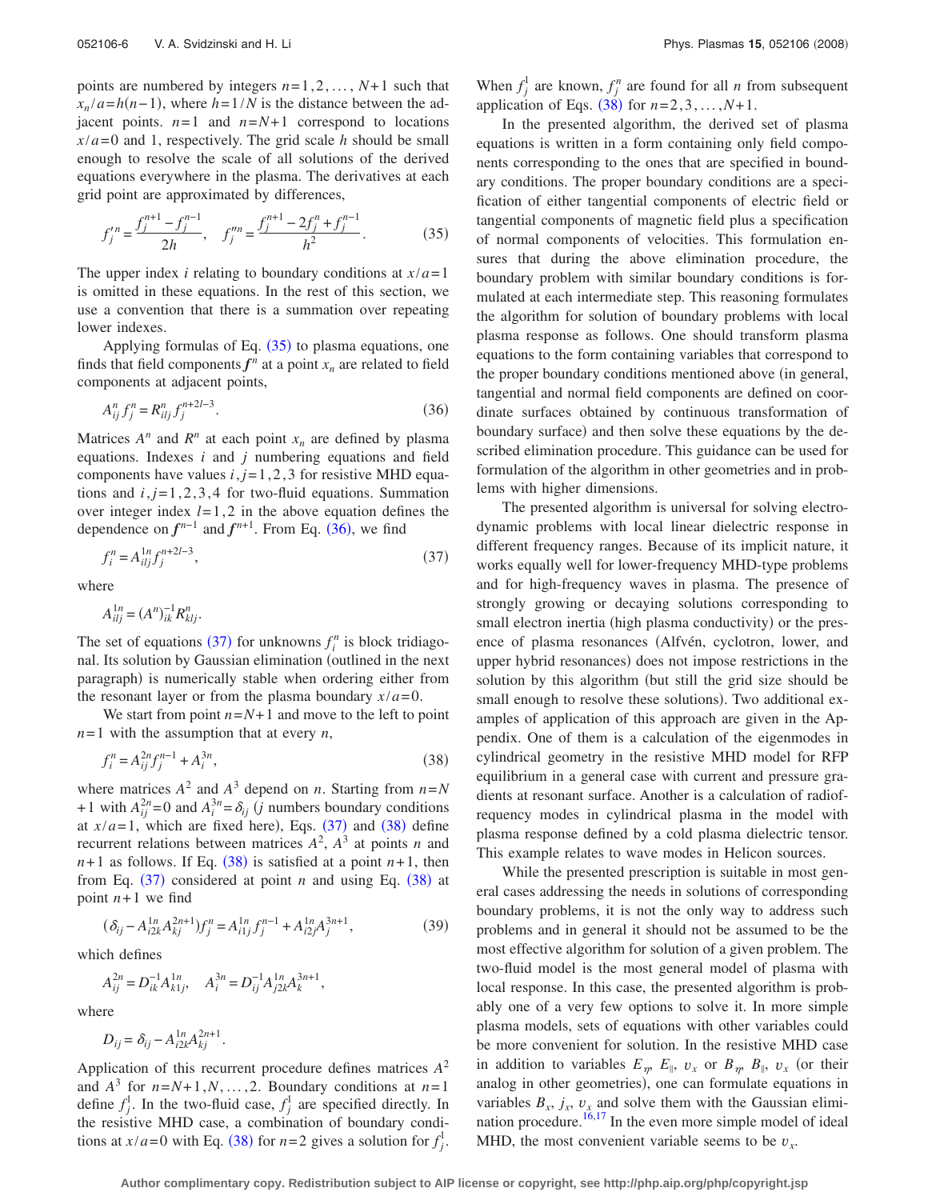points are numbered by integers $n=1,2,\ldots,N+1$ such that $x_n/a=h(n-1)$, where $h=1/N$ is the distance between the adjacent points. $n=1$ and $n=N+1$ correspond to locations $x/a=0$ and 1, respectively. The grid scale $h$ should be small enough to resolve the scale of all solutions of the derived equations everywhere in the plasma. The derivatives at each grid point are approximated by differences,

$$f_j'^{n}=\frac{f_j^{n+1}-f_j^{n-1}}{2h},\quad f_j''^{n}=\frac{f_j^{n+1}-2f_j^{n}+f_j^{n-1}}{h^2}. \tag{35}$$

The upper index $i$ relating to boundary conditions at $x/a=1$ is omitted in these equations. In the rest of this section, we use a convention that there is a summation over repeating lower indexes.

Applying formulas of Eq. (35) to plasma equations, one finds that field components $\boldsymbol{f}^n$ at a point $x_n$ are related to field components at adjacent points,

$$A_{ij}^{n}f_j^{n}=R_{ilj}^{n}f_j^{n+2l-3}. \tag{36}$$

Matrices $A^n$ and $R^n$ at each point $x_n$ are defined by plasma equations. Indexes $i$ and $j$ numbering equations and field components have values $i,j=1,2,3$ for resistive MHD equations and $i,j=1,2,3,4$ for two-fluid equations. Summation over integer index $l=1,2$ in the above equation defines the dependence on $\boldsymbol{f}^{n-1}$ and $\boldsymbol{f}^{n+1}$. From Eq. (36), we find

$$f_i^{n}=A_{ilj}^{1n}f_j^{n+2l-3}, \tag{37}$$

where

$$A_{ilj}^{1n}=(A^n)_{ik}^{-1}R_{klj}^{n}.$$

The set of equations (37) for unknowns $f_i^n$ is block tridiagonal. Its solution by Gaussian elimination (outlined in the next paragraph) is numerically stable when ordering either from the resonant layer or from the plasma boundary $x/a=0$.

We start from point $n=N+1$ and move to the left to point $n=1$ with the assumption that at every $n$,

$$f_i^{n}=A_{ij}^{2n}f_j^{n-1}+A_i^{3n}, \tag{38}$$

where matrices $A^2$ and $A^3$ depend on $n$. Starting from $n=N+1$ with $A_{ij}^{2n}=0$ and $A_i^{3n}=\delta_{ij}$ ($j$ numbers boundary conditions at $x/a=1$, which are fixed here), Eqs. (37) and (38) define recurrent relations between matrices $A^2$, $A^3$ at points $n$ and $n+1$ as follows. If Eq. (38) is satisfied at a point $n+1$, then from Eq. (37) considered at point $n$ and using Eq. (38) at point $n+1$ we find

$$(\delta_{ij}-A_{i2k}^{1n}A_{kj}^{2n+1})f_j^{n}=A_{i1j}^{1n}f_j^{n-1}+A_{i2j}^{1n}A_j^{3n+1}, \tag{39}$$

which defines

$$A_{ij}^{2n}=D_{ik}^{-1}A_{k1j}^{1n},\quad A_i^{3n}=D_{ij}^{-1}A_{j2k}^{1n}A_k^{3n+1},$$

where

$$D_{ij}=\delta_{ij}-A_{i2k}^{1n}A_{kj}^{2n+1}.$$

Application of this recurrent procedure defines matrices $A^2$ and $A^3$ for $n=N+1,N,\ldots,2$. Boundary conditions at $n=1$ define $f_j^1$. In the two-fluid case, $f_j^1$ are specified directly. In the resistive MHD case, a combination of boundary conditions at $x/a=0$ with Eq. (38) for $n=2$ gives a solution for $f_j^1$. When $f_j^1$ are known, $f_j^n$ are found for all $n$ from subsequent application of Eqs. (38) for $n=2,3,\ldots,N+1$.

In the presented algorithm, the derived set of plasma equations is written in a form containing only field components corresponding to the ones that are specified in boundary conditions. The proper boundary conditions are a specification of either tangential components of electric field or tangential components of magnetic field plus a specification of normal components of velocities. This formulation ensures that during the above elimination procedure, the boundary problem with similar boundary conditions is formulated at each intermediate step. This reasoning formulates the algorithm for solution of boundary problems with local plasma response as follows. One should transform plasma equations to the form containing variables that correspond to the proper boundary conditions mentioned above (in general, tangential and normal field components are defined on coordinate surfaces obtained by continuous transformation of boundary surface) and then solve these equations by the described elimination procedure. This guidance can be used for formulation of the algorithm in other geometries and in problems with higher dimensions.

The presented algorithm is universal for solving electrodynamic problems with local linear dielectric response in different frequency ranges. Because of its implicit nature, it works equally well for lower-frequency MHD-type problems and for high-frequency waves in plasma. The presence of strongly growing or decaying solutions corresponding to small electron inertia (high plasma conductivity) or the presence of plasma resonances (Alfvén, cyclotron, lower, and upper hybrid resonances) does not impose restrictions in the solution by this algorithm (but still the grid size should be small enough to resolve these solutions). Two additional examples of application of this approach are given in the Appendix. One of them is a calculation of the eigenmodes in cylindrical geometry in the resistive MHD model for RFP equilibrium in a general case with current and pressure gradients at resonant surface. Another is a calculation of radiofrequency modes in cylindrical plasma in the model with plasma response defined by a cold plasma dielectric tensor. This example relates to wave modes in Helicon sources.

While the presented prescription is suitable in most general cases addressing the needs in solutions of corresponding boundary problems, it is not the only way to address such problems and in general it should not be assumed to be the most effective algorithm for solution of a given problem. The two-fluid model is the most general model of plasma with local response. In this case, the presented algorithm is probably one of a very few options to solve it. In more simple plasma models, sets of equations with other variables could be more convenient for solution. In the resistive MHD case in addition to variables $E_\eta$, $E_\parallel$, $v_x$ or $B_\eta$, $B_\parallel$, $v_x$ (or their analog in other geometries), one can formulate equations in variables $B_x$, $j_x$, $v_x$ and solve them with the Gaussian elimination procedure.[16,17] In the even more simple model of ideal MHD, the most convenient variable seems to be $v_x$.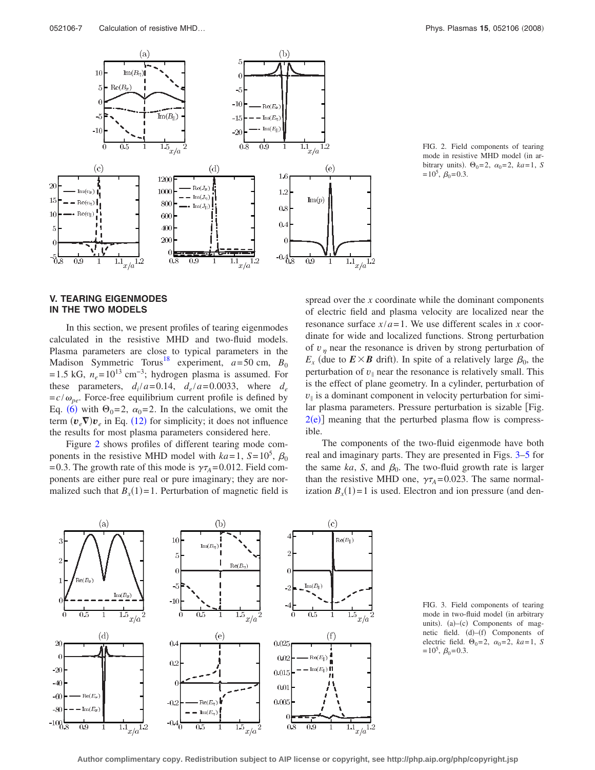FIG. 2. Field components of tearing mode in resistive MHD model (in arbitrary units). $\Theta_0=2$, $\alpha_0=2$, $ka=1$, $S=10^5$, $\beta_0=0.3$.

## V. TEARING EIGENMODES IN THE TWO MODELS

In this section, we present profiles of tearing eigenmodes calculated in the resistive MHD and two-fluid models. Plasma parameters are close to typical parameters in the Madison Symmetric Torus[18] experiment, $a=50$ cm, $B_0=1.5$ kG, $n_e=10^{13}$ cm$^{-3}$; hydrogen plasma is assumed. For these parameters, $d_i/a=0.14$, $d_e/a=0.0033$, where $d_e=c/\omega_{pe}$. Force-free equilibrium current profile is defined by Eq. (6) with $\Theta_0=2$, $\alpha_0=2$. In the calculations, we omit the term $(\boldsymbol{v}_e\boldsymbol{\nabla})\boldsymbol{v}_e$ in Eq. (12) for simplicity; it does not influence the results for most plasma parameters considered here.

Figure 2 shows profiles of different tearing mode components in the resistive MHD model with $ka=1$, $S=10^5$, $\beta_0=0.3$. The growth rate of this mode is $\gamma\tau_A=0.012$. Field components are either pure real or pure imaginary; they are normalized such that $B_x(1)=1$. Perturbation of magnetic field is spread over the $x$ coordinate while the dominant components of electric field and plasma velocity are localized near the resonance surface $x/a=1$. We use different scales in $x$ coordinate for wide and localized functions. Strong perturbation of $v_\eta$ near the resonance is driven by strong perturbation of $E_x$ (due to $\boldsymbol{E}\times\boldsymbol{B}$ drift). In spite of a relatively large $\beta_0$, the perturbation of $v_\parallel$ near the resonance is relatively small. This is the effect of plane geometry. In a cylinder, perturbation of $v_\parallel$ is a dominant component in velocity perturbation for similar plasma parameters. Pressure perturbation is sizable [Fig. 2(e)] meaning that the perturbed plasma flow is compressible.

The components of the two-fluid eigenmode have both real and imaginary parts. They are presented in Figs. 3–5 for the same $ka$, $S$, and $\beta_0$. The two-fluid growth rate is larger than the resistive MHD one, $\gamma\tau_A=0.023$. The same normalization $B_x(1)=1$ is used. Electron and ion pressure (and den-

FIG. 3. Field components of tearing mode in two-fluid model (in arbitrary units). (a)–(c) Components of magnetic field. (d)–(f) Components of electric field. $\Theta_0=2$, $\alpha_0=2$, $ka=1$, $S=10^5$, $\beta_0=0.3$.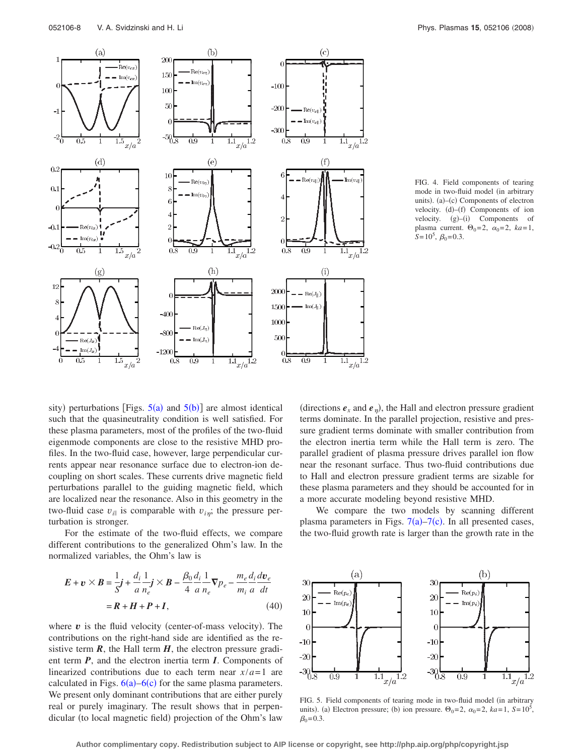(a)

1

Re($v_{ex}$)

Im($v_{ex}$)

0

-1

-2

0 0.5 1 1.5 $x/a$ 2

(b)

200

Re($v_{e\eta}$)

150

Im($v_{e\eta}$)

100

50

0

-50

0.8 0.9 1 1.1 $x/a$ 1.2

(c)

0

-100

-200

Re($v_{e\|}$)

-300

Im($v_{e\|}$)

0.8 0.9 1 1.1 $x/a$ 1.2

(d)

0.2

0.1

0

-0.1

Re($v_{ix}$)

Im($v_{ix}$)

-0.2

0 0.5 1 1.5 $x/a$ 2

(e)

10

Re($v_{i\eta}$)

8

Im($v_{i\eta}$)

6

4

2

0

0.8 0.9 1 1.1 $x/a$ 1.2

(f)

6

Re($v_{i\|}$)

Im($v_{i\|}$)

4

2

0

0.8 0.9 1 1.1 $x/a$ 1.2

(g)

12

8

4

0

Re($J_x$)

-4

Im($J_x$)

0 0.5 1 1.5 $x/a$ 2

(h)

0

-400

-800

Re($J_\eta$)

Im($J_\eta$)

-1200

0.8 0.9 1 1.1 $x/a$ 1.2

(i)

2000

Re($J_\|$)

1500

Im($J_\|$)

1000

500

0

0.8 0.9 1 1.1 $x/a$ 1.2

FIG. 4. Field components of tearing mode in two-fluid model (in arbitrary units). (a)–(c) Components of electron velocity. (d)–(f) Components of ion velocity. (g)–(i) Components of plasma current. $\Theta_0=2$, $\alpha_0=2$, $ka=1$, $S=10^5$, $\beta_0=0.3$.

sity) perturbations [Figs. 5(a) and 5(b)] are almost identical such that the quasineutrality condition is well satisfied. For these plasma parameters, most of the profiles of the two-fluid eigenmode components are close to the resistive MHD profiles. In the two-fluid case, however, large perpendicular currents appear near resonance surface due to electron-ion decoupling on short scales. These currents drive magnetic field perturbations parallel to the guiding magnetic field, which are localized near the resonance. Also in this geometry in the two-fluid case $v_{i\|}$ is comparable with $v_{i\eta}$; the pressure perturbation is stronger.

For the estimate of the two-fluid effects, we compare different contributions to the generalized Ohm's law. In the normalized variables, the Ohm's law is

$$\boldsymbol{E}+\boldsymbol{v}\times\boldsymbol{B}=\frac{1}{S}\boldsymbol{j}+\frac{d_i}{a}\frac{1}{n_e}\boldsymbol{j}\times\boldsymbol{B}-\frac{\beta_0}{4}\frac{d_i}{a}\frac{1}{n_e}\nabla p_e-\frac{m_e}{m_i}\frac{d_i}{a}\frac{d\boldsymbol{v}_e}{dt}$$
$$=\boldsymbol{R}+\boldsymbol{H}+\boldsymbol{P}+\boldsymbol{I}, \tag{40}$$

where $\boldsymbol{v}$ is the fluid velocity (center-of-mass velocity). The contributions on the right-hand side are identified as the resistive term $\boldsymbol{R}$, the Hall term $\boldsymbol{H}$, the electron pressure gradient term $\boldsymbol{P}$, and the electron inertia term $\boldsymbol{I}$. Components of linearized contributions due to each term near $x/a=1$ are calculated in Figs. 6(a)–6(c) for the same plasma parameters. We present only dominant contributions that are either purely real or purely imaginary. The result shows that in perpendicular (to local magnetic field) projection of the Ohm's law (directions $\boldsymbol{e}_x$ and $\boldsymbol{e}_\eta$), the Hall and electron pressure gradient terms dominate. In the parallel projection, resistive and pressure gradient terms dominate with smaller contribution from the electron inertia term while the Hall term is zero. The parallel gradient of plasma pressure drives parallel ion flow near the resonant surface. Thus two-fluid contributions due to Hall and electron pressure gradient terms are sizable for these plasma parameters and they should be accounted for in a more accurate modeling beyond resistive MHD.

We compare the two models by scanning different plasma parameters in Figs. 7(a)–7(c). In all presented cases, the two-fluid growth rate is larger than the growth rate in the

(a)

30

Re($p_e$)

20

Im($p_e$)

10

0

-10

-20

-30

0.8 0.9 1 1.1 $x/a$ 1.2

(b)

30

Re($p_i$)

20

Im($p_i$)

10

0

-10

-20

-30

0.8 0.9 1 1.1 $x/a$ 1.2

FIG. 5. Field components of tearing mode in two-fluid model (in arbitrary units). (a) Electron pressure; (b) ion pressure. $\Theta_0=2$, $\alpha_0=2$, $ka=1$, $S=10^5$, $\beta_0=0.3$.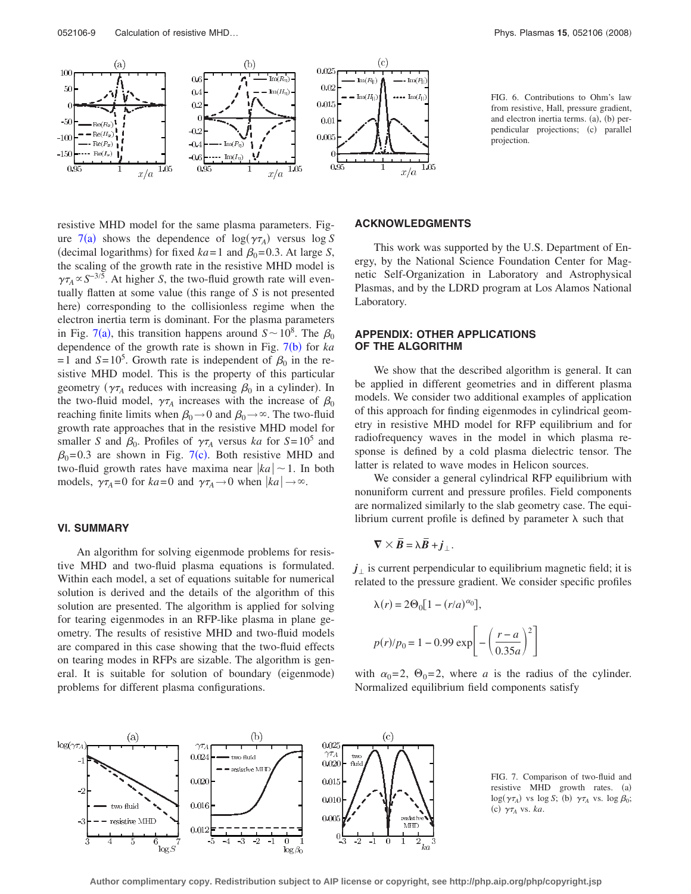(a)

100

50

0

-50

-100

-150

0.95

1

$x/a$ 1.05

Re($R_z$)

Re($H_z$)

Re($P_z$)

Re($I_z$)

(b)

0.6

0.4

0.2

0

-0.2

-0.4

-0.6

0.95

1

$x/a$ 1.05

Im($R_n$)

Im($H_n$)

Im($P_n$)

Im($I_n$)

(c)

0.025

0.02

0.015

0.01

0.005

0

0.95

1

$x/a$ 1.05

Im($R_\|$)

Im($P_\|$)

Im($H_\|$)

Im($I_\|$)

FIG. 6. Contributions to Ohm's law from resistive, Hall, pressure gradient, and electron inertia terms. (a), (b) perpendicular projections; (c) parallel projection.

resistive MHD model for the same plasma parameters. Figure 7(a) shows the dependence of $\log(\gamma\tau_A)$ versus $\log S$ (decimal logarithms) for fixed $ka=1$ and $\beta_0=0.3$. At large $S$, the scaling of the growth rate in the resistive MHD model is $\gamma\tau_A \propto S^{-3/5}$. At higher $S$, the two-fluid growth rate will eventually flatten at some value (this range of $S$ is not presented here) corresponding to the collisionless regime when the electron inertia term is dominant. For the plasma parameters in Fig. 7(a), this transition happens around $S\sim 10^8$. The $\beta_0$ dependence of the growth rate is shown in Fig. 7(b) for $ka=1$ and $S=10^5$. Growth rate is independent of $\beta_0$ in the resistive MHD model. This is the property of this particular geometry ($\gamma\tau_A$ reduces with increasing $\beta_0$ in a cylinder). In the two-fluid model, $\gamma\tau_A$ increases with the increase of $\beta_0$ reaching finite limits when $\beta_0 \to 0$ and $\beta_0 \to \infty$. The two-fluid growth rate approaches that in the resistive MHD model for smaller $S$ and $\beta_0$. Profiles of $\gamma\tau_A$ versus $ka$ for $S=10^5$ and $\beta_0=0.3$ are shown in Fig. 7(c). Both resistive MHD and two-fluid growth rates have maxima near $|ka|\sim 1$. In both models, $\gamma\tau_A=0$ for $ka=0$ and $\gamma\tau_A \to 0$ when $|ka|\to\infty$.

## VI. SUMMARY

An algorithm for solving eigenmode problems for resistive MHD and two-fluid plasma equations is formulated. Within each model, a set of equations suitable for numerical solution is derived and the details of the algorithm of this solution are presented. The algorithm is applied for solving for tearing eigenmodes in an RFP-like plasma in plane geometry. The results of resistive MHD and two-fluid models are compared in this case showing that the two-fluid effects on tearing modes in RFPs are sizable. The algorithm is general. It is suitable for solution of boundary (eigenmode) problems for different plasma configurations.

## ACKNOWLEDGMENTS

This work was supported by the U.S. Department of Energy, by the National Science Foundation Center for Magnetic Self-Organization in Laboratory and Astrophysical Plasmas, and by the LDRD program at Los Alamos National Laboratory.

## APPENDIX: OTHER APPLICATIONS OF THE ALGORITHM

We show that the described algorithm is general. It can be applied in different geometries and in different plasma models. We consider two additional examples of application of this approach for finding eigenmodes in cylindrical geometry in resistive MHD model for RFP equilibrium and for radiofrequency waves in the model in which plasma response is defined by a cold plasma dielectric tensor. The latter is related to wave modes in Helicon sources.

We consider a general cylindrical RFP equilibrium with nonuniform current and pressure profiles. Field components are normalized similarly to the slab geometry case. The equilibrium current profile is defined by parameter $\lambda$ such that

$$\nabla \times \bar{\boldsymbol{B}} = \lambda \bar{\boldsymbol{B}} + \boldsymbol{j}_\perp .$$

$\boldsymbol{j}_\perp$ is current perpendicular to equilibrium magnetic field; it is related to the pressure gradient. We consider specific profiles

$$\lambda(r) = 2\Theta_0[1-(r/a)^{\alpha_0}],$$

$$p(r)/p_0 = 1 - 0.99\exp\left[-\left(\frac{r-a}{0.35a}\right)^2\right]$$

with $\alpha_0=2$, $\Theta_0=2$, where $a$ is the radius of the cylinder. Normalized equilibrium field components satisfy

(a)

$\log(\gamma\tau_A)$

-1

-2

-3

3

4

5

6

$\log S$ 7

two fluid

resistive MHD

(b)

$\gamma\tau_A$

0.024

0.020

0.016

0.012

-5

-4

-3

-2

-1

0

$\log\beta_0$ 1

two fluid

resistive MHD

(c)

0.025

$\gamma\tau_A$

0.020

0.015

0.010

0.005

0

-3

-2

-1

0

1

2

$ka$ 3

two fluid

resistive MHD

FIG. 7. Comparison of two-fluid and resistive MHD growth rates. (a) $\log(\gamma\tau_A)$ vs $\log S$; (b) $\gamma\tau_A$ vs. $\log\beta_0$; (c) $\gamma\tau_A$ vs. $ka$.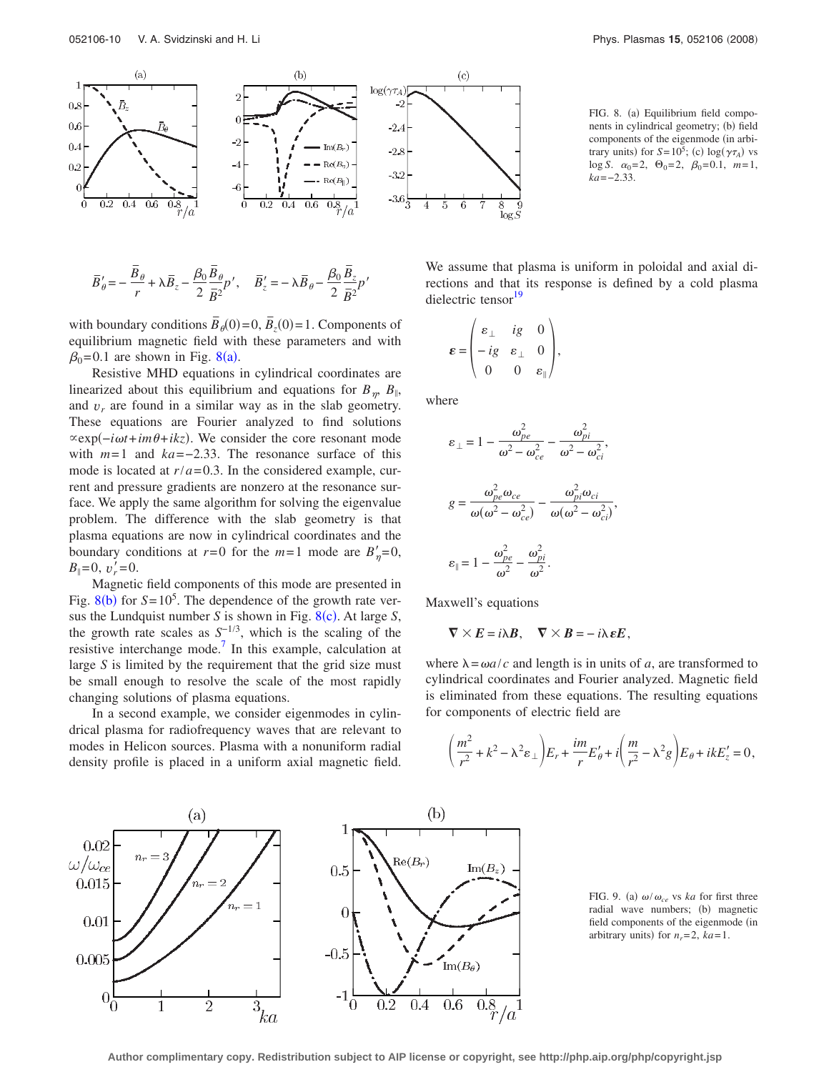(a)

1
0.8
0.6
0.4
0.2
0
0 0.2 0.4 0.6 0.8 1
$r/a$

$\bar{B}_z$
$\bar{B}_\theta$

(b)

2
0
-2
-4
-6
0 0.2 0.4 0.6 0.8 1
$r/a$

$\mathrm{Im}(B_r)$
$\mathrm{Re}(B_\eta)$
$\mathrm{Re}(B_\parallel)$

(c)

$\log(\gamma\tau_A)$
-2
-2.4
-2.8
-3.2
-3.6
3 4 5 6 7 8 9
$\log S$

FIG. 8. (a) Equilibrium field components in cylindrical geometry; (b) field components of the eigenmode (in arbitrary units) for $S=10^5$; (c) $\log(\gamma\tau_A)$ vs $\log S$. $\alpha_0=2$, $\Theta_0=2$, $\beta_0=0.1$, $m=1$, $ka=-2.33$.

$$\bar{B}_\theta' = -\frac{\bar{B}_\theta}{r} + \lambda \bar{B}_z - \frac{\beta_0}{2}\frac{\bar{B}_\theta}{\bar{B}^2}p', \quad \bar{B}_z' = -\lambda \bar{B}_\theta - \frac{\beta_0}{2}\frac{\bar{B}_z}{\bar{B}^2}p'$$

with boundary conditions $\bar{B}_\theta(0)=0$, $\bar{B}_z(0)=1$. Components of equilibrium magnetic field with these parameters and with $\beta_0=0.1$ are shown in Fig. 8(a).

Resistive MHD equations in cylindrical coordinates are linearized about this equilibrium and equations for $B_\eta$, $B_\parallel$, and $v_r$ are found in a similar way as in the slab geometry. These equations are Fourier analyzed to find solutions $\propto \exp(-i\omega t + im\theta + ikz)$. We consider the core resonant mode with $m=1$ and $ka=-2.33$. The resonance surface of this mode is located at $r/a=0.3$. In the considered example, current and pressure gradients are nonzero at the resonance surface. We apply the same algorithm for solving the eigenvalue problem. The difference with the slab geometry is that plasma equations are now in cylindrical coordinates and the boundary conditions at $r=0$ for the $m=1$ mode are $B_\eta'=0$, $B_\parallel=0$, $v_r'=0$.

Magnetic field components of this mode are presented in Fig. 8(b) for $S=10^5$. The dependence of the growth rate versus the Lundquist number $S$ is shown in Fig. 8(c). At large $S$, the growth rate scales as $S^{-1/3}$, which is the scaling of the resistive interchange mode.[7] In this example, calculation at large $S$ is limited by the requirement that the grid size must be small enough to resolve the scale of the most rapidly changing solutions of plasma equations.

In a second example, we consider eigenmodes in cylindrical plasma for radiofrequency waves that are relevant to modes in Helicon sources. Plasma with a nonuniform radial density profile is placed in a uniform axial magnetic field. We assume that plasma is uniform in poloidal and axial directions and that its response is defined by a cold plasma dielectric tensor[19]

$$\boldsymbol{\varepsilon} = \begin{pmatrix} \varepsilon_\perp & ig & 0 \\ -ig & \varepsilon_\perp & 0 \\ 0 & 0 & \varepsilon_\parallel \end{pmatrix},$$

where

$$\varepsilon_\perp = 1 - \frac{\omega_{pe}^2}{\omega^2 - \omega_{ce}^2} - \frac{\omega_{pi}^2}{\omega^2 - \omega_{ci}^2},$$

$$g = \frac{\omega_{pe}^2 \omega_{ce}}{\omega(\omega^2 - \omega_{ce}^2)} - \frac{\omega_{pi}^2 \omega_{ci}}{\omega(\omega^2 - \omega_{ci}^2)},$$

$$\varepsilon_\parallel = 1 - \frac{\omega_{pe}^2}{\omega^2} - \frac{\omega_{pi}^2}{\omega^2}.$$

Maxwell's equations

$$\nabla \times \boldsymbol{E} = i\lambda \boldsymbol{B}, \quad \nabla \times \boldsymbol{B} = -i\lambda \boldsymbol{\varepsilon}\boldsymbol{E},$$

where $\lambda = \omega a/c$ and length is in units of $a$, are transformed to cylindrical coordinates and Fourier analyzed. Magnetic field is eliminated from these equations. The resulting equations for components of electric field are

$$\left(\frac{m^2}{r^2} + k^2 - \lambda^2 \varepsilon_\perp\right)E_r + \frac{im}{r}E_\theta' + i\left(\frac{m}{r^2} - \lambda^2 g\right)E_\theta + ikE_z' = 0,$$

(a)

0.02
$\omega/\omega_{ce}$
0.015
0.01
0.005
0
0 1 2 3
$ka$

$n_r=3$
$n_r=2$
$n_r=1$

(b)

1
0.5
0
-0.5
-1
0 0.2 0.4 0.6 0.8 1
$r/a$

$\mathrm{Re}(B_r)$
$\mathrm{Im}(B_z)$
$\mathrm{Im}(B_\theta)$

FIG. 9. (a) $\omega/\omega_{ce}$ vs $ka$ for first three radial wave numbers; (b) magnetic field components of the eigenmode (in arbitrary units) for $n_r=2$, $ka=1$.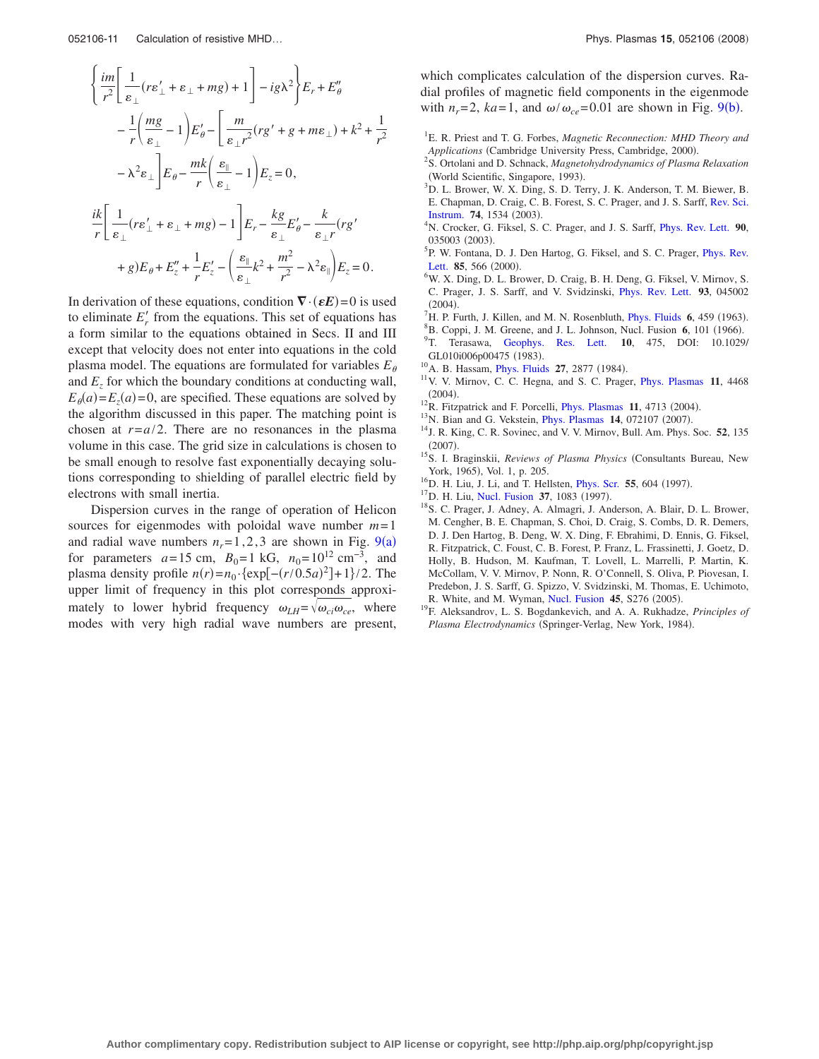$$
\left\{\frac{im}{r^2}\left[\frac{1}{\varepsilon_\perp}(r\varepsilon_\perp' + \varepsilon_\perp + mg) + 1\right] - ig\lambda^2\right\}E_r + E_\theta'' - \frac{1}{r}\left(\frac{mg}{\varepsilon_\perp} - 1\right)E_\theta' - \left[\frac{m}{\varepsilon_\perp r^2}(rg' + g + m\varepsilon_\perp) + k^2 + \frac{1}{r^2} - \lambda^2\varepsilon_\perp\right]E_\theta - \frac{mk}{r}\left(\frac{\varepsilon_\parallel}{\varepsilon_\perp} - 1\right)E_z = 0,
$$

$$
\frac{ik}{r}\left[\frac{1}{\varepsilon_\perp}(r\varepsilon_\perp' + \varepsilon_\perp + mg) - 1\right]E_r - \frac{kg}{\varepsilon_\perp}E_\theta' - \frac{k}{\varepsilon_\perp r}(rg' + g)E_\theta + E_z'' + \frac{1}{r}E_z' - \left(\frac{\varepsilon_\parallel}{\varepsilon_\perp}k^2 + \frac{m^2}{r^2} - \lambda^2\varepsilon_\parallel\right)E_z = 0.
$$

In derivation of these equations, condition $\boldsymbol{\nabla}\cdot(\boldsymbol{\varepsilon E})=0$ is used to eliminate $E_r'$ from the equations. This set of equations has a form similar to the equations obtained in Secs. II and III except that velocity does not enter into equations in the cold plasma model. The equations are formulated for variables $E_\theta$ and $E_z$ for which the boundary conditions at conducting wall, $E_\theta(a)=E_z(a)=0$, are specified. These equations are solved by the algorithm discussed in this paper. The matching point is chosen at $r=a/2$. There are no resonances in the plasma volume in this case. The grid size in calculations is chosen to be small enough to resolve fast exponentially decaying solutions corresponding to shielding of parallel electric field by electrons with small inertia.

Dispersion curves in the range of operation of Helicon sources for eigenmodes with poloidal wave number $m=1$ and radial wave numbers $n_r=1,2,3$ are shown in Fig. 9(a) for parameters $a=15$ cm, $B_0=1$ kG, $n_0=10^{12}$ cm$^{-3}$, and plasma density profile $n(r)=n_0\cdot\{\exp[-(r/0.5a)^2]+1\}/2$. The upper limit of frequency in this plot corresponds approximately to lower hybrid frequency $\omega_{LH}=\sqrt{\omega_{ci}\omega_{ce}}$, where modes with very high radial wave numbers are present, which complicates calculation of the dispersion curves. Radial profiles of magnetic field components in the eigenmode with $n_r=2$, $ka=1$, and $\omega/\omega_{ce}=0.01$ are shown in Fig. 9(b).

[1] E. R. Priest and T. G. Forbes, *Magnetic Reconnection: MHD Theory and Applications* (Cambridge University Press, Cambridge, 2000).

[2] S. Ortolani and D. Schnack, *Magnetohydrodynamics of Plasma Relaxation* (World Scientific, Singapore, 1993).

[3] D. L. Brower, W. X. Ding, S. D. Terry, J. K. Anderson, T. M. Biewer, B. E. Chapman, D. Craig, C. B. Forest, S. C. Prager, and J. S. Sarff, Rev. Sci. Instrum. **74**, 1534 (2003).

[4] N. Crocker, G. Fiksel, S. C. Prager, and J. S. Sarff, Phys. Rev. Lett. **90**, 035003 (2003).

[5] P. W. Fontana, D. J. Den Hartog, G. Fiksel, and S. C. Prager, Phys. Rev. Lett. **85**, 566 (2000).

[6] W. X. Ding, D. L. Brower, D. Craig, B. H. Deng, G. Fiksel, V. Mirnov, S. C. Prager, J. S. Sarff, and V. Svidzinski, Phys. Rev. Lett. **93**, 045002 (2004).

[7] H. P. Furth, J. Killen, and M. N. Rosenbluth, Phys. Fluids **6**, 459 (1963).

[8] B. Coppi, J. M. Greene, and J. L. Johnson, Nucl. Fusion **6**, 101 (1966).

[9] T. Terasawa, Geophys. Res. Lett. **10**, 475, DOI: 10.1029/GL010i006p00475 (1983).

[10] A. B. Hassam, Phys. Fluids **27**, 2877 (1984).

[11] V. V. Mirnov, C. C. Hegna, and S. C. Prager, Phys. Plasmas **11**, 4468 (2004).

[12] R. Fitzpatrick and F. Porcelli, Phys. Plasmas **11**, 4713 (2004).

[13] N. Bian and G. Vekstein, Phys. Plasmas **14**, 072107 (2007).

[14] J. R. King, C. R. Sovinec, and V. V. Mirnov, Bull. Am. Phys. Soc. **52**, 135 (2007).

[15] S. I. Braginskii, *Reviews of Plasma Physics* (Consultants Bureau, New York, 1965), Vol. 1, p. 205.

[16] D. H. Liu, J. Li, and T. Hellsten, Phys. Scr. **55**, 604 (1997).

[17] D. H. Liu, Nucl. Fusion **37**, 1083 (1997).

[18] S. C. Prager, J. Adney, A. Almagri, J. Anderson, A. Blair, D. L. Brower, M. Cengher, B. E. Chapman, S. Choi, D. Craig, S. Combs, D. R. Demers, D. J. Den Hartog, B. Deng, W. X. Ding, F. Ebrahimi, D. Ennis, G. Fiksel, R. Fitzpatrick, C. Foust, C. B. Forest, P. Franz, L. Frassinetti, J. Goetz, D. Holly, B. Hudson, M. Kaufman, T. Lovell, L. Marrelli, P. Martin, K. McCollam, V. V. Mirnov, P. Nonn, R. O'Connell, S. Oliva, P. Piovesan, I. Predebon, J. S. Sarff, G. Spizzo, V. Svidzinski, M. Thomas, E. Uchimoto, R. White, and M. Wyman, Nucl. Fusion **45**, S276 (2005).

[19] F. Aleksandrov, L. S. Bogdankevich, and A. A. Rukhadze, *Principles of Plasma Electrodynamics* (Springer-Verlag, New York, 1984).